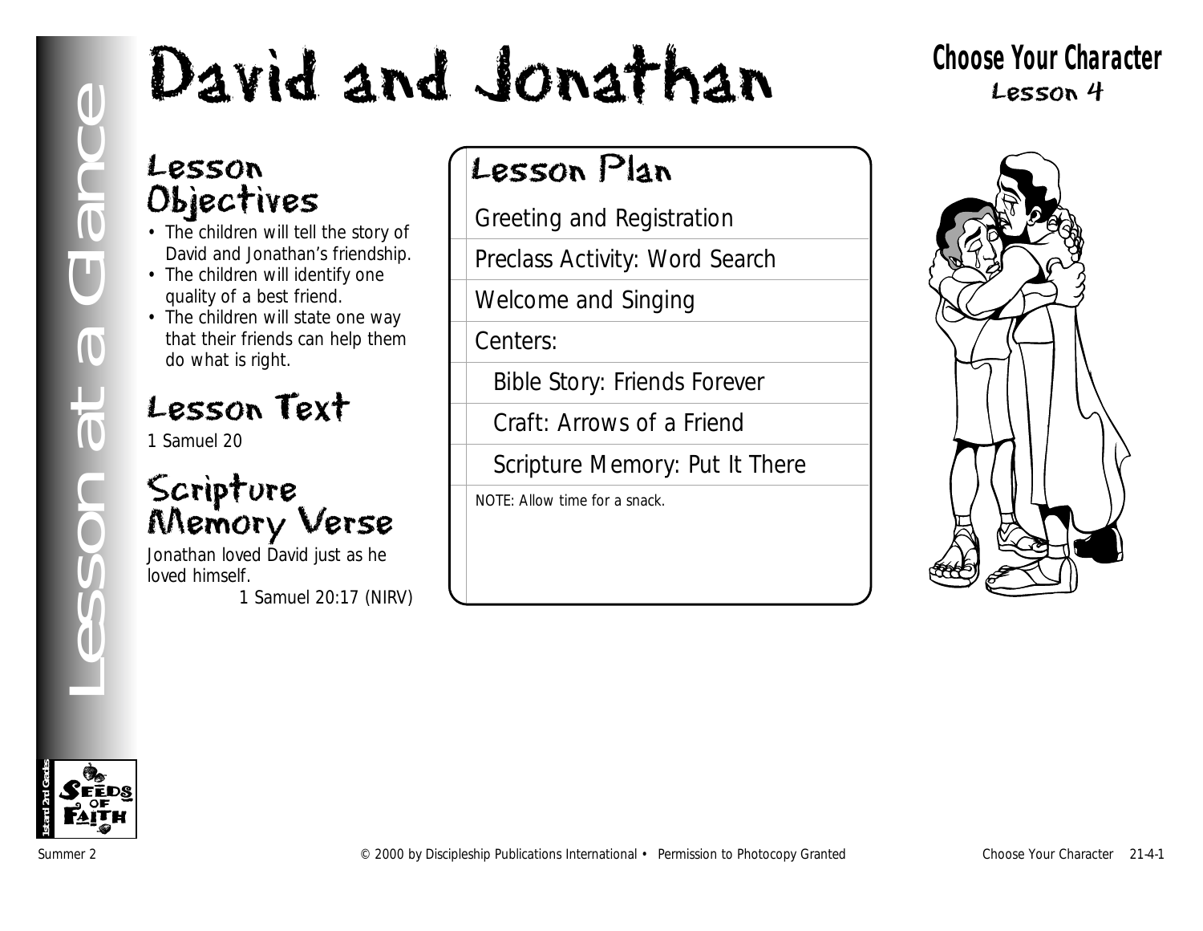# David and Jonathan

**Choose Your Character**
Lesson 4

Lesson at a Glance

## Lesson Objectives

- The children will tell the story of David and Jonathan's friendship.
- The children will identify one quality of a best friend.
- The children will state one way that their friends can help them do what is right.

## Lesson Text

1 Samuel 20

## Scripture Memory Verse

Jonathan loved David just as he loved himself.

1 Samuel 20:17 (NIRV)

## Lesson Plan

Greeting and Registration

Preclass Activity: Word Search

Welcome and Singing

Centers:

- Bible Story: Friends Forever
- Craft: Arrows of a Friend
- Scripture Memory: Put It There

NOTE: Allow time for a snack.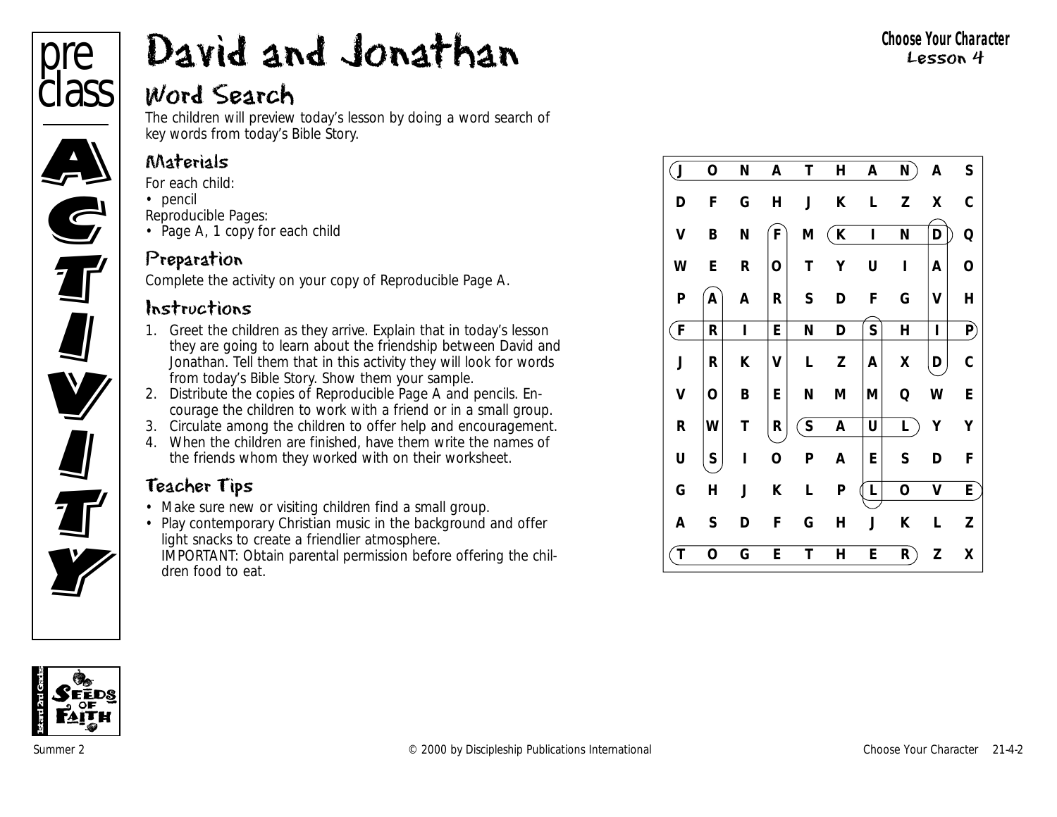# David and Jonathan

**Choose Your Character**
**Lesson 4**

pre class ACTIVITY

## Word Search

The children will preview today's lesson by doing a word search of key words from today's Bible Story.

### Materials

For each child:
- pencil

Reproducible Pages:
- Page A, 1 copy for each child

### Preparation

Complete the activity on your copy of Reproducible Page A.

### Instructions

1. Greet the children as they arrive. Explain that in today's lesson they are going to learn about the friendship between David and Jonathan. Tell them that in this activity they will look for words from today's Bible Story. Show them your sample.
2. Distribute the copies of Reproducible Page A and pencils. Encourage the children to work with a friend or in a small group.
3. Circulate among the children to offer help and encouragement.
4. When the children are finished, have them write the names of the friends whom they worked with on their worksheet.

### Teacher Tips

- Make sure new or visiting children find a small group.
- Play contemporary Christian music in the background and offer light snacks to create a friendlier atmosphere.
  IMPORTANT: Obtain parental permission before offering the children food to eat.

| | | | | | | | | | |
|---|---|---|---|---|---|---|---|---|---|
| J | O | N | A | T | H | A | N | A | S |
| D | F | G | H | J | K | L | Z | X | C |
| V | B | N | F | M | K | I | N | D | Q |
| W | E | R | O | T | Y | U | I | A | O |
| P | A | A | R | S | D | F | G | V | H |
| F | R | I | E | N | D | S | H | I | P |
| J | R | K | V | L | Z | A | X | D | C |
| V | O | B | E | N | M | M | Q | W | E |
| R | W | T | R | S | A | U | L | Y | Y |
| U | S | I | O | P | A | E | S | D | F |
| G | H | J | K | L | P | L | O | V | E |
| A | S | D | F | G | H | J | K | L | Z |
| T | O | G | E | T | H | E | R | Z | X |

1st and 2nd Grade SEEDS OF FAITH

Summer 2 © 2000 by Discipleship Publications International Choose Your Character 21-4-2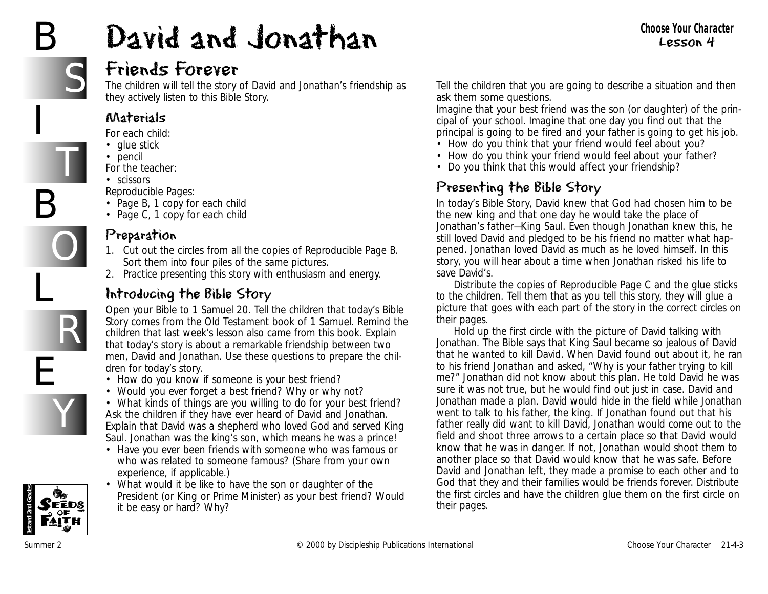# David and Jonathan

**Choose Your Character**
**Lesson 4**

## Friends Forever

The children will tell the story of David and Jonathan's friendship as they actively listen to this Bible Story.

### Materials

For each child:
- glue stick
- pencil

For the teacher:
- scissors

Reproducible Pages:
- Page B, 1 copy for each child
- Page C, 1 copy for each child

### Preparation

1. Cut out the circles from all the copies of Reproducible Page B. Sort them into four piles of the same pictures.
2. Practice presenting this story with enthusiasm and energy.

### Introducing the Bible Story

Open your Bible to 1 Samuel 20. Tell the children that today's Bible Story comes from the Old Testament book of 1 Samuel. Remind the children that last week's lesson also came from this book. Explain that today's story is about a remarkable friendship between two men, David and Jonathan. Use these questions to prepare the children for today's story.

- How do you know if someone is your best friend?
- Would you ever forget a best friend? Why or why not?
- What kinds of things are you willing to do for your best friend?

Ask the children if they have ever heard of David and Jonathan. Explain that David was a shepherd who loved God and served King Saul. Jonathan was the king's son, which means he was a prince!

- Have you ever been friends with someone who was famous or who was related to someone famous? (Share from your own experience, if applicable.)
- What would it be like to have the son or daughter of the President (or King or Prime Minister) as your best friend? Would it be easy or hard? Why?

Tell the children that you are going to describe a situation and then ask them some questions.

Imagine that your best friend was the son (or daughter) of the principal of your school. Imagine that one day you find out that the principal is going to be fired and your father is going to get his job.

- How do you think that your friend would feel about you?
- How do you think your friend would feel about your father?
- Do you think that this would affect your friendship?

### Presenting the Bible Story

In today's Bible Story, David knew that God had chosen him to be the new king and that one day he would take the place of Jonathan's father—King Saul. Even though Jonathan knew this, he still loved David and pledged to be his friend no matter what happened. Jonathan loved David as much as he loved himself. In this story, you will hear about a time when Jonathan risked his life to save David's.

Distribute the copies of Reproducible Page C and the glue sticks to the children. Tell them that as you tell this story, they will glue a picture that goes with each part of the story in the correct circles on their pages.

Hold up the first circle with the picture of David talking with Jonathan. The Bible says that King Saul became so jealous of David that he wanted to kill David. When David found out about it, he ran to his friend Jonathan and asked, "Why is your father trying to kill me?" Jonathan did not know about this plan. He told David he was sure it was not true, but he would find out just in case. David and Jonathan made a plan. David would hide in the field while Jonathan went to talk to his father, the king. If Jonathan found out that his father really did want to kill David, Jonathan would come out to the field and shoot three arrows to a certain place so that David would know that he was in danger. If not, Jonathan would shoot them to another place so that David would know that he was safe. Before David and Jonathan left, they made a promise to each other and to God that they and their families would be friends forever. Distribute the first circles and have the children glue them on the first circle on their pages.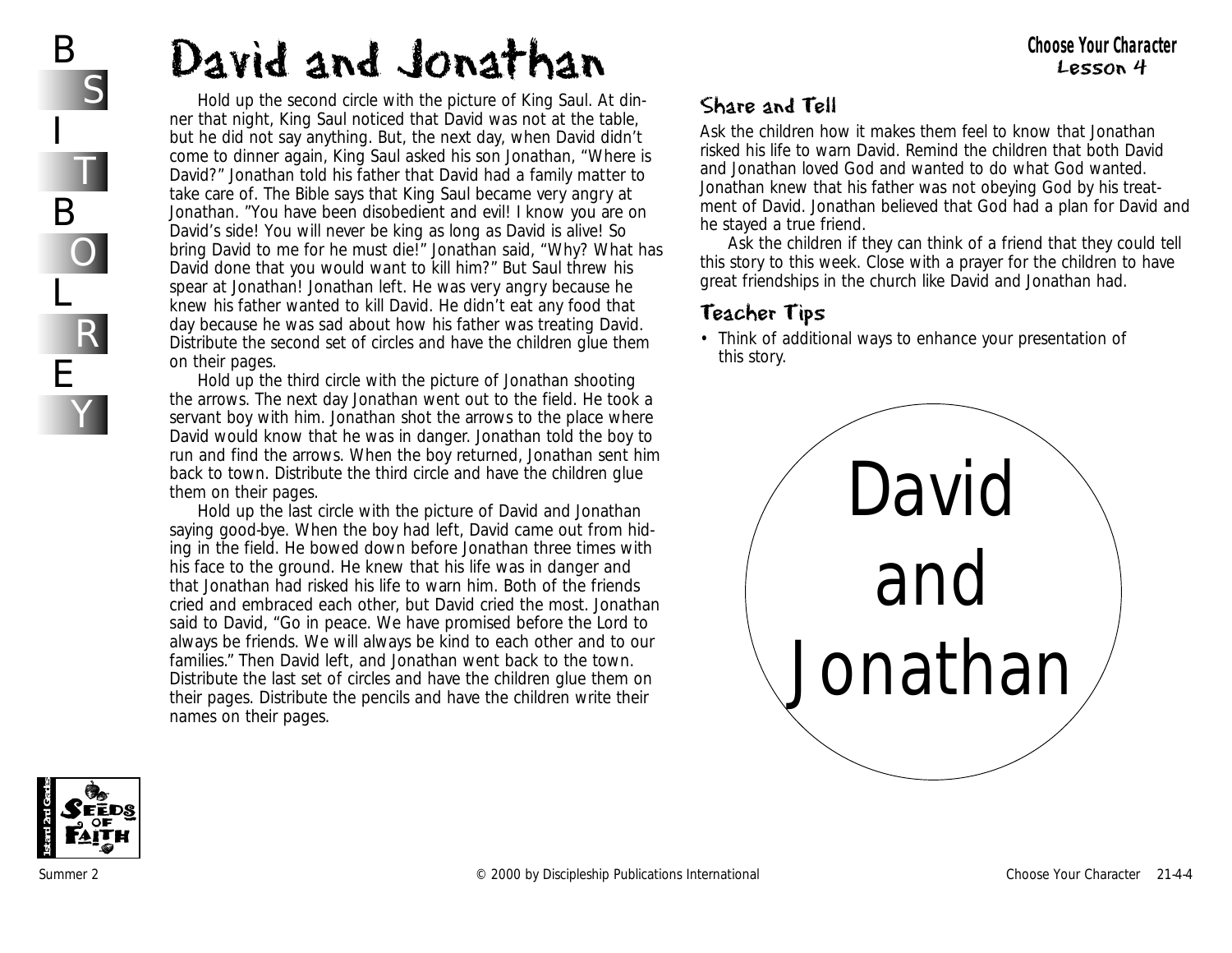# David and Jonathan

Hold up the second circle with the picture of King Saul. At dinner that night, King Saul noticed that David was not at the table, but he did not say anything. But, the next day, when David didn't come to dinner again, King Saul asked his son Jonathan, "Where is David?" Jonathan told his father that David had a family matter to take care of. The Bible says that King Saul became very angry at Jonathan. "You have been disobedient and evil! I know you are on David's side! You will never be king as long as David is alive! So bring David to me for he must die!" Jonathan said, "Why? What has David done that you would want to kill him?" But Saul threw his spear at Jonathan! Jonathan left. He was very angry because he knew his father wanted to kill David. He didn't eat any food that day because he was sad about how his father was treating David. Distribute the second set of circles and have the children glue them on their pages.

Hold up the third circle with the picture of Jonathan shooting the arrows. The next day Jonathan went out to the field. He took a servant boy with him. Jonathan shot the arrows to the place where David would know that he was in danger. Jonathan told the boy to run and find the arrows. When the boy returned, Jonathan sent him back to town. Distribute the third circle and have the children glue them on their pages.

Hold up the last circle with the picture of David and Jonathan saying good-bye. When the boy had left, David came out from hiding in the field. He bowed down before Jonathan three times with his face to the ground. He knew that his life was in danger and that Jonathan had risked his life to warn him. Both of the friends cried and embraced each other, but David cried the most. Jonathan said to David, "Go in peace. We have promised before the Lord to always be friends. We will always be kind to each other and to our families." Then David left, and Jonathan went back to the town. Distribute the last set of circles and have the children glue them on their pages. Distribute the pencils and have the children write their names on their pages.

## Share and Tell

Ask the children how it makes them feel to know that Jonathan risked his life to warn David. Remind the children that both David and Jonathan loved God and wanted to do what God wanted. Jonathan knew that his father was not obeying God by his treatment of David. Jonathan believed that God had a plan for David and he stayed a true friend.

Ask the children if they can think of a friend that they could tell this story to this week. Close with a prayer for the children to have great friendships in the church like David and Jonathan had.

## Teacher Tips

- Think of additional ways to enhance your presentation of this story.

David and Jonathan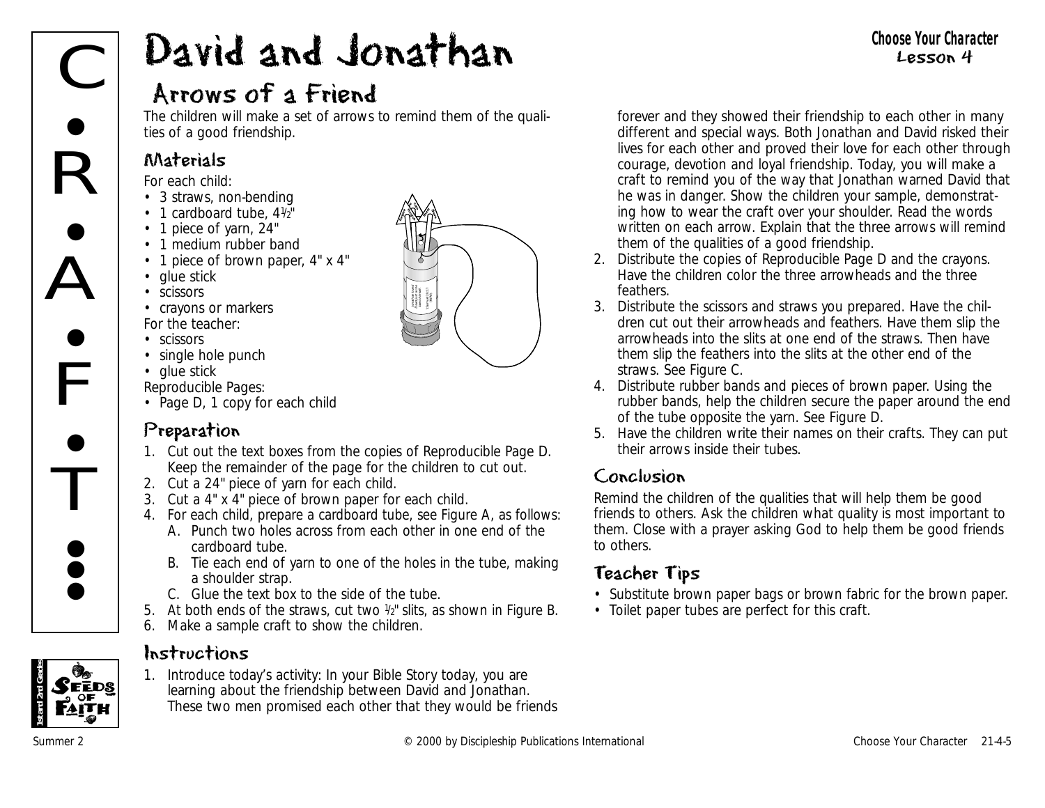# David and Jonathan

## Arrows of a Friend

The children will make a set of arrows to remind them of the qualities of a good friendship.

### Materials

For each child:

- 3 straws, non-bending
- 1 cardboard tube, 4½"
- 1 piece of yarn, 24"
- 1 medium rubber band
- 1 piece of brown paper, 4" x 4"
- glue stick
- scissors
- crayons or markers

For the teacher:

- scissors
- single hole punch
- glue stick

Reproducible Pages:

- Page D, 1 copy for each child

### Preparation

1. Cut out the text boxes from the copies of Reproducible Page D. Keep the remainder of the page for the children to cut out.
2. Cut a 24" piece of yarn for each child.
3. Cut a 4" x 4" piece of brown paper for each child.
4. For each child, prepare a cardboard tube, see Figure A, as follows:
   A. Punch two holes across from each other in one end of the cardboard tube.
   B. Tie each end of yarn to one of the holes in the tube, making a shoulder strap.
   C. Glue the text box to the side of the tube.
5. At both ends of the straws, cut two ½" slits, as shown in Figure B.
6. Make a sample craft to show the children.

### Instructions

1. Introduce today's activity: In your Bible Story today, you are learning about the friendship between David and Jonathan. These two men promised each other that they would be friends forever and they showed their friendship to each other in many different and special ways. Both Jonathan and David risked their lives for each other and proved their love for each other through courage, devotion and loyal friendship. Today, you will make a craft to remind you of the way that Jonathan warned David that he was in danger. Show the children your sample, demonstrating how to wear the craft over your shoulder. Read the words written on each arrow. Explain that the three arrows will remind them of the qualities of a good friendship.
2. Distribute the copies of Reproducible Page D and the crayons. Have the children color the three arrowheads and the three feathers.
3. Distribute the scissors and straws you prepared. Have the children cut out their arrowheads and feathers. Have them slip the arrowheads into the slits at one end of the straws. Then have them slip the feathers into the slits at the other end of the straws. See Figure C.
4. Distribute rubber bands and pieces of brown paper. Using the rubber bands, help the children secure the paper around the end of the tube opposite the yarn. See Figure D.
5. Have the children write their names on their crafts. They can put their arrows inside their tubes.

### Conclusion

Remind the children of the qualities that will help them be good friends to others. Ask the children what quality is most important to them. Close with a prayer asking God to help them be good friends to others.

### Teacher Tips

- Substitute brown paper bags or brown fabric for the brown paper.
- Toilet paper tubes are perfect for this craft.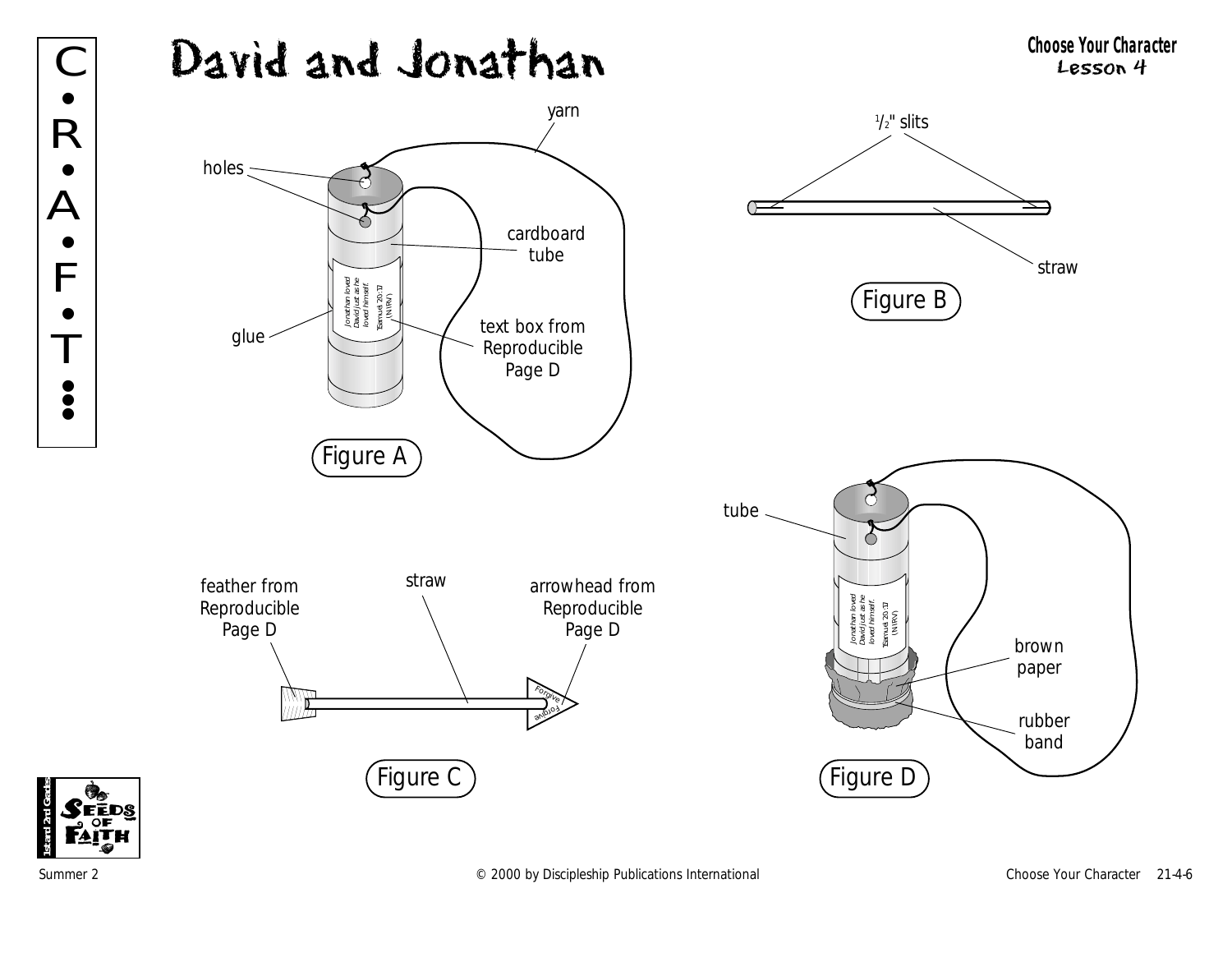# David and Jonathan

**Choose Your Character**
Lesson 4

C•R•A•F•T•••

yarn

holes

cardboard tube

glue

Jonathan loved David just as he loved himself. 1 Samuel 20:17 (NIRV)

text box from Reproducible Page D

Figure A

½" slits

straw

Figure B

feather from Reproducible Page D

straw

arrowhead from Reproducible Page D

Forgive

Forgive

Figure C

tube

Jonathan loved David just as he loved himself. 1 Samuel 20:17 (NIRV)

brown paper

rubber band

Figure D

1st and 2nd Grades
SEEDS OF FAITH

Summer 2

© 2000 by Discipleship Publications International

Choose Your Character 21-4-6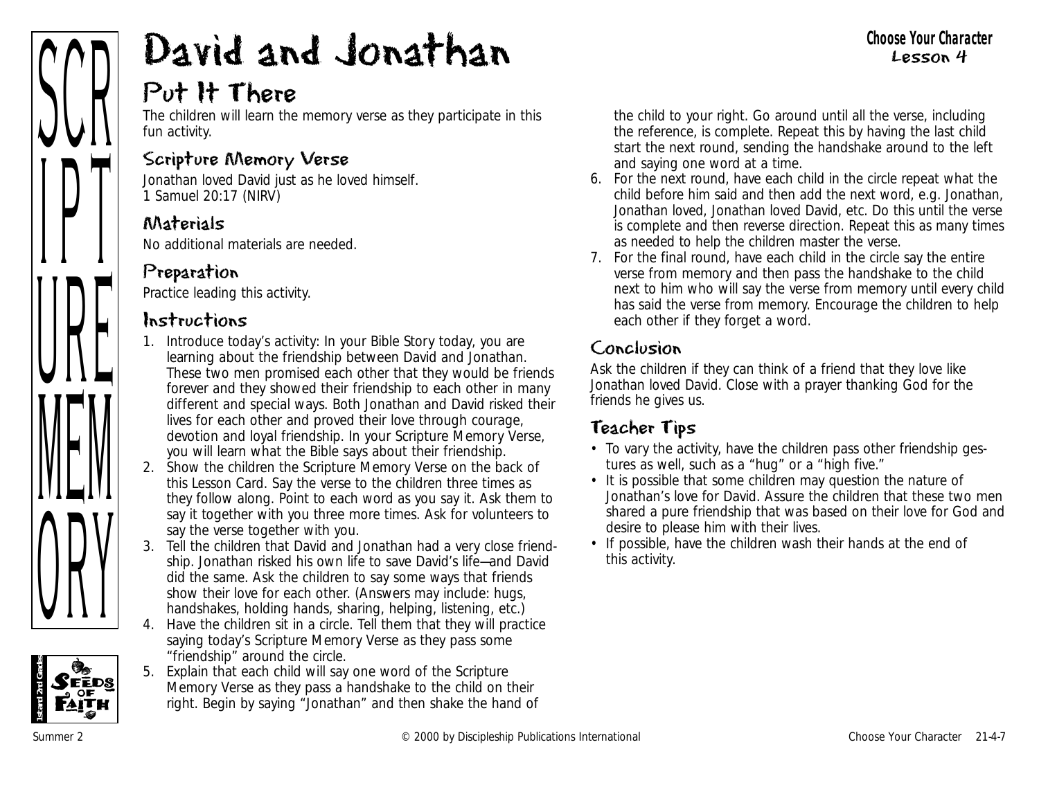# David and Jonathan

**Choose Your Character**
**Lesson 4**

## Put It There

The children will learn the memory verse as they participate in this fun activity.

### Scripture Memory Verse

Jonathan loved David just as he loved himself.
1 Samuel 20:17 (NIRV)

### Materials

No additional materials are needed.

### Preparation

Practice leading this activity.

### Instructions

1. Introduce today's activity: In your Bible Story today, you are learning about the friendship between David and Jonathan. These two men promised each other that they would be friends forever and they showed their friendship to each other in many different and special ways. Both Jonathan and David risked their lives for each other and proved their love through courage, devotion and loyal friendship. In your Scripture Memory Verse, you will learn what the Bible says about their friendship.
2. Show the children the Scripture Memory Verse on the back of this Lesson Card. Say the verse to the children three times as they follow along. Point to each word as you say it. Ask them to say it together with you three more times. Ask for volunteers to say the verse together with you.
3. Tell the children that David and Jonathan had a very close friendship. Jonathan risked his own life to save David's life—and David did the same. Ask the children to say some ways that friends show their love for each other. (Answers may include: hugs, handshakes, holding hands, sharing, helping, listening, etc.)
4. Have the children sit in a circle. Tell them that they will practice saying today's Scripture Memory Verse as they pass some "friendship" around the circle.
5. Explain that each child will say one word of the Scripture Memory Verse as they pass a handshake to the child on their right. Begin by saying "Jonathan" and then shake the hand of the child to your right. Go around until all the verse, including the reference, is complete. Repeat this by having the last child start the next round, sending the handshake around to the left and saying one word at a time.
6. For the next round, have each child in the circle repeat what the child before him said and then add the next word, e.g. Jonathan, Jonathan loved, Jonathan loved David, etc. Do this until the verse is complete and then reverse direction. Repeat this as many times as needed to help the children master the verse.
7. For the final round, have each child in the circle say the entire verse from memory and then pass the handshake to the child next to him who will say the verse from memory until every child has said the verse from memory. Encourage the children to help each other if they forget a word.

### Conclusion

Ask the children if they can think of a friend that they love like Jonathan loved David. Close with a prayer thanking God for the friends he gives us.

### Teacher Tips

- To vary the activity, have the children pass other friendship gestures as well, such as a "hug" or a "high five."
- It is possible that some children may question the nature of Jonathan's love for David. Assure the children that these two men shared a pure friendship that was based on their love for God and desire to please him with their lives.
- If possible, have the children wash their hands at the end of this activity.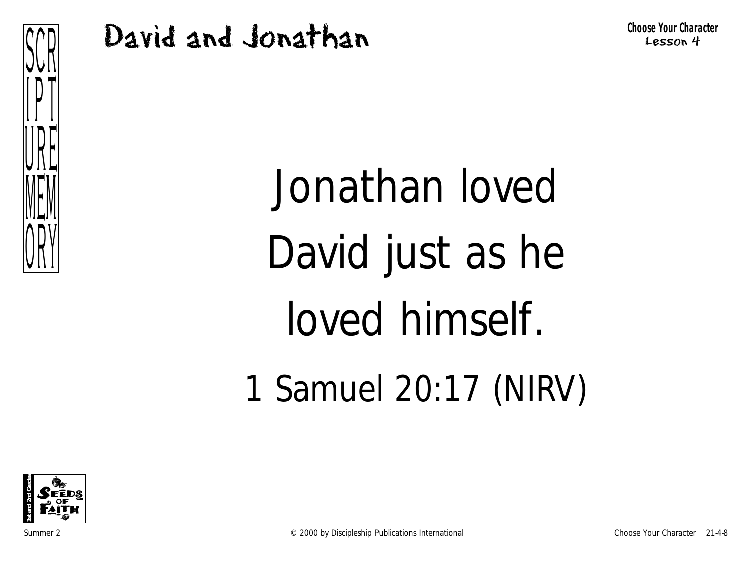# David and Jonathan

**Choose Your Character**
Lesson 4

SCRIPTURE MEMORY

Jonathan loved David just as he loved himself.

1 Samuel 20:17 (NIRV)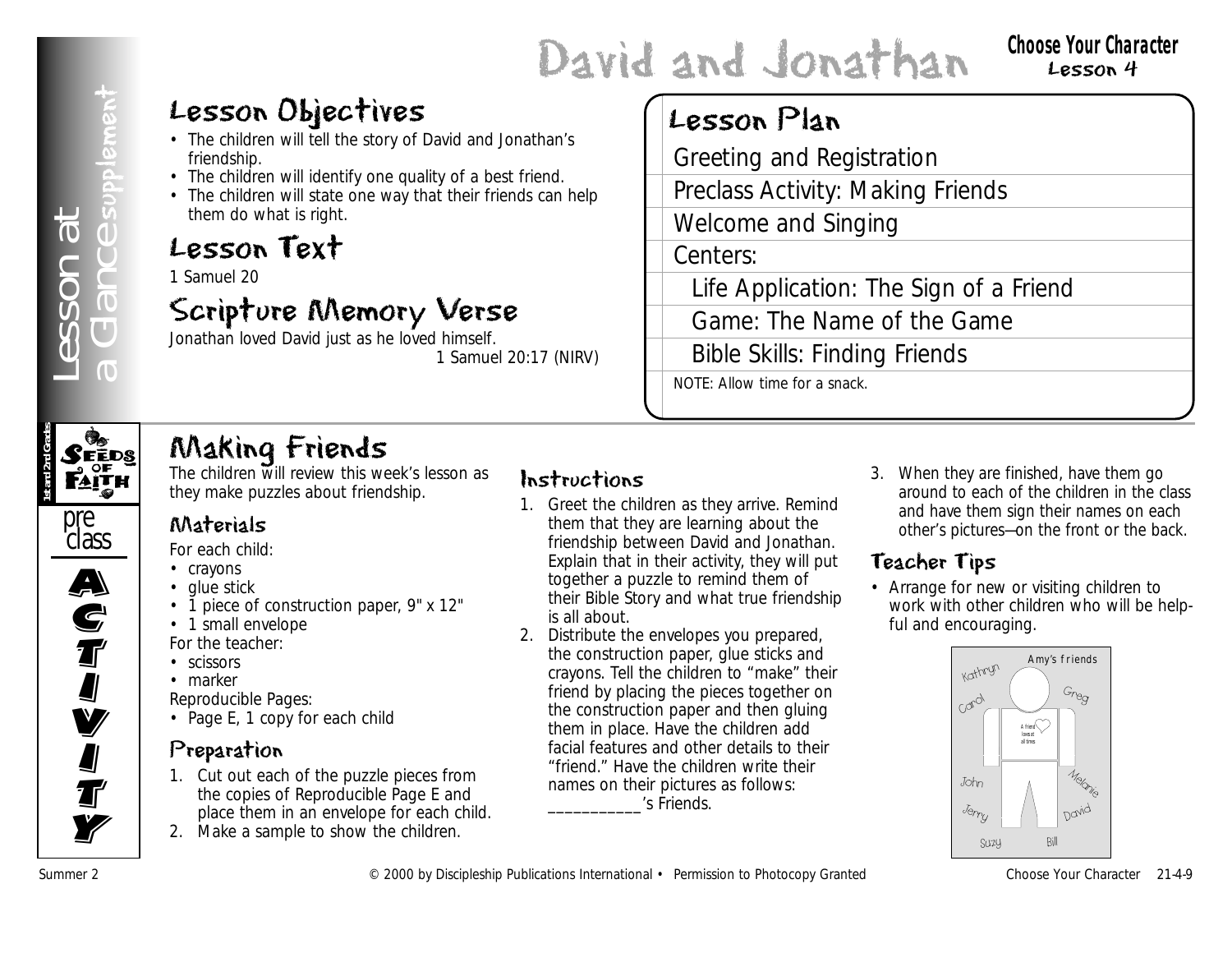# David and Jonathan

**Choose Your Character**
Lesson 4

Lesson at a Glance supplement

## Lesson Objectives

- The children will tell the story of David and Jonathan's friendship.
- The children will identify one quality of a best friend.
- The children will state one way that their friends can help them do what is right.

## Lesson Text

1 Samuel 20

## Scripture Memory Verse

Jonathan loved David just as he loved himself.
1 Samuel 20:17 (NIRV)

## Lesson Plan

- Greeting and Registration
- Preclass Activity: Making Friends
- Welcome and Singing
- Centers:
  - Life Application: The Sign of a Friend
  - Game: The Name of the Game
  - Bible Skills: Finding Friends

NOTE: Allow time for a snack.

1st and 2nd Grade — Seeds of Faith — preclass ACTIVITY

## Making Friends

The children will review this week's lesson as they make puzzles about friendship.

### Materials

For each child:

- crayons
- glue stick
- 1 piece of construction paper, 9" x 12"
- 1 small envelope

For the teacher:

- scissors
- marker

Reproducible Pages:

- Page E, 1 copy for each child

### Preparation

1. Cut out each of the puzzle pieces from the copies of Reproducible Page E and place them in an envelope for each child.
2. Make a sample to show the children.

### Instructions

1. Greet the children as they arrive. Remind them that they are learning about the friendship between David and Jonathan. Explain that in their activity, they will put together a puzzle to remind them of their Bible Story and what true friendship is all about.
2. Distribute the envelopes you prepared, the construction paper, glue sticks and crayons. Tell the children to "make" their friend by placing the pieces together on the construction paper and then gluing them in place. Have the children add facial features and other details to their "friend." Have the children write their names on their pictures as follows: ___________'s Friends.
3. When they are finished, have them go around to each of the children in the class and have them sign their names on each other's pictures—on the front or the back.

### Teacher Tips

- Arrange for new or visiting children to work with other children who will be helpful and encouraging.

Amy's friends — Kathryn, Greg, Carol, A friend loves at all times, John, Melanie, Jerry, David, Suzy, Bill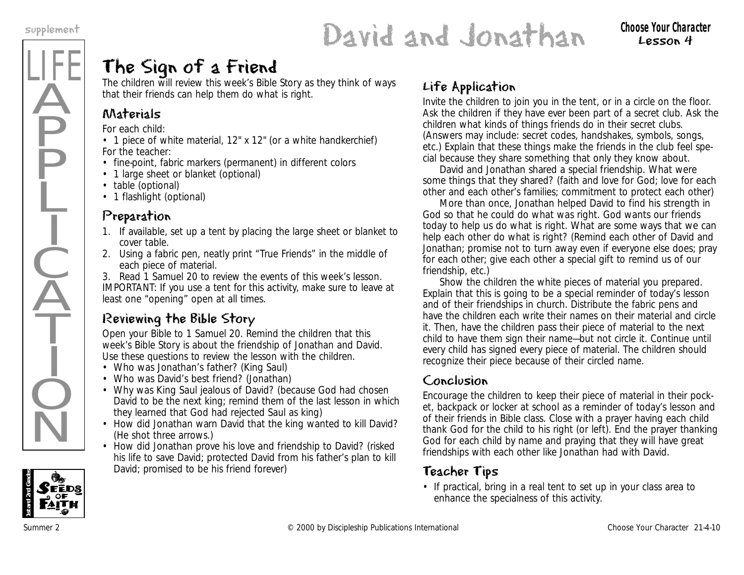# David and Jonathan

**Choose Your Character**
**Lesson 4**

## The Sign of a Friend

The children will review this week's Bible Story as they think of ways that their friends can help them do what is right.

### Materials

For each child:

- 1 piece of white material, 12" x 12" (or a white handkerchief)

For the teacher:

- fine-point, fabric markers (permanent) in different colors
- 1 large sheet or blanket (optional)
- table (optional)
- 1 flashlight (optional)

### Preparation

1. If available, set up a tent by placing the large sheet or blanket to cover table.
2. Using a fabric pen, neatly print "True Friends" in the middle of each piece of material.
3. Read 1 Samuel 20 to review the events of this week's lesson.

IMPORTANT: If you use a tent for this activity, make sure to leave at least one "opening" open at all times.

### Reviewing the Bible Story

Open your Bible to 1 Samuel 20. Remind the children that this week's Bible Story is about the friendship of Jonathan and David. Use these questions to review the lesson with the children.

- Who was Jonathan's father? (King Saul)
- Who was David's best friend? (Jonathan)
- Why was King Saul jealous of David? (because God had chosen David to be the next king; remind them of the last lesson in which they learned that God had rejected Saul as king)
- How did Jonathan warn David that the king wanted to kill David? (He shot three arrows.)
- How did Jonathan prove his love and friendship to David? (risked his life to save David; protected David from his father's plan to kill David; promised to be his friend forever)

### Life Application

Invite the children to join you in the tent, or in a circle on the floor. Ask the children if they have ever been part of a secret club. Ask the children what kinds of things friends do in their secret clubs. (Answers may include: secret codes, handshakes, symbols, songs, etc.) Explain that these things make the friends in the club feel special because they share something that only they know about.

David and Jonathan shared a special friendship. What were some things that they shared? (faith and love for God; love for each other and each other's families; commitment to protect each other)

More than once, Jonathan helped David to find his strength in God so that he could do what was right. God wants our friends today to help us do what is right. What are some ways that we can help each other do what is right? (Remind each other of David and Jonathan; promise not to turn away even if everyone else does; pray for each other; give each other a special gift to remind us of our friendship, etc.)

Show the children the white pieces of material you prepared. Explain that this is going to be a special reminder of today's lesson and of their friendships in church. Distribute the fabric pens and have the children each write their names on their material and circle it. Then, have the children pass their piece of material to the next child to have them sign their name—but not circle it. Continue until every child has signed every piece of material. The children should recognize their piece because of their circled name.

### Conclusion

Encourage the children to keep their piece of material in their pocket, backpack or locker at school as a reminder of today's lesson and of their friends in Bible class. Close with a prayer having each child thank God for the child to his right (or left). End the prayer thanking God for each child by name and praying that they will have great friendships with each other like Jonathan had with David.

### Teacher Tips

- If practical, bring in a real tent to set up in your class area to enhance the specialness of this activity.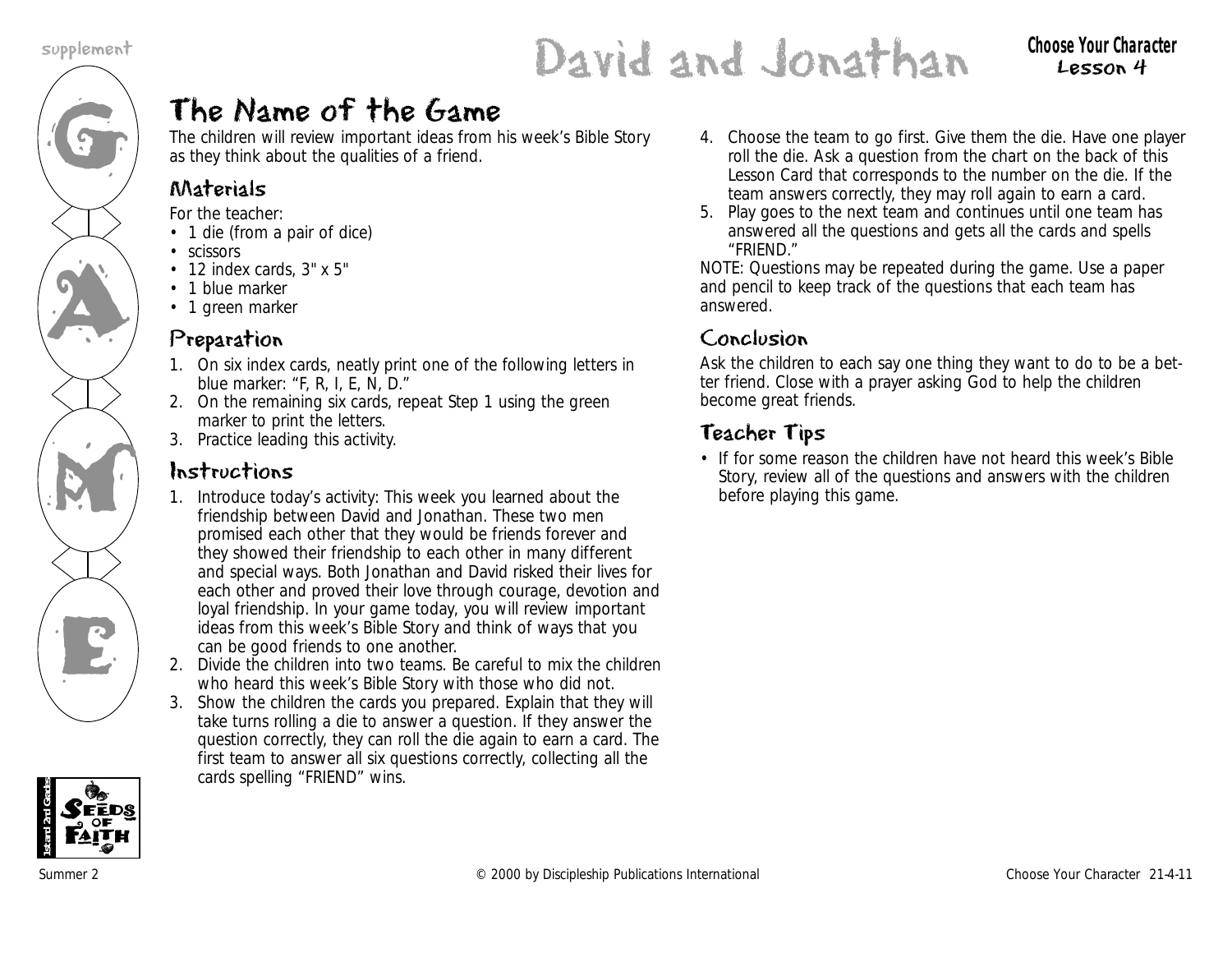# David and Jonathan

**Choose Your Character**
**Lesson 4**

## The Name of the Game

The children will review important ideas from his week's Bible Story as they think about the qualities of a friend.

### Materials

For the teacher:

- 1 die (from a pair of dice)
- scissors
- 12 index cards, 3" x 5"
- 1 blue marker
- 1 green marker

### Preparation

1. On six index cards, neatly print one of the following letters in blue marker: "F, R, I, E, N, D."
2. On the remaining six cards, repeat Step 1 using the green marker to print the letters.
3. Practice leading this activity.

### Instructions

1. Introduce today's activity: This week you learned about the friendship between David and Jonathan. These two men promised each other that they would be friends forever and they showed their friendship to each other in many different and special ways. Both Jonathan and David risked their lives for each other and proved their love through courage, devotion and loyal friendship. In your game today, you will review important ideas from this week's Bible Story and think of ways that you can be good friends to one another.
2. Divide the children into two teams. Be careful to mix the children who heard this week's Bible Story with those who did not.
3. Show the children the cards you prepared. Explain that they will take turns rolling a die to answer a question. If they answer the question correctly, they can roll the die again to earn a card. The first team to answer all six questions correctly, collecting all the cards spelling "FRIEND" wins.
4. Choose the team to go first. Give them the die. Have one player roll the die. Ask a question from the chart on the back of this Lesson Card that corresponds to the number on the die. If the team answers correctly, they may roll again to earn a card.
5. Play goes to the next team and continues until one team has answered all the questions and gets all the cards and spells "FRIEND."

NOTE: Questions may be repeated during the game. Use a paper and pencil to keep track of the questions that each team has answered.

### Conclusion

Ask the children to each say one thing they want to do to be a better friend. Close with a prayer asking God to help the children become great friends.

### Teacher Tips

- If for some reason the children have not heard this week's Bible Story, review all of the questions and answers with the children before playing this game.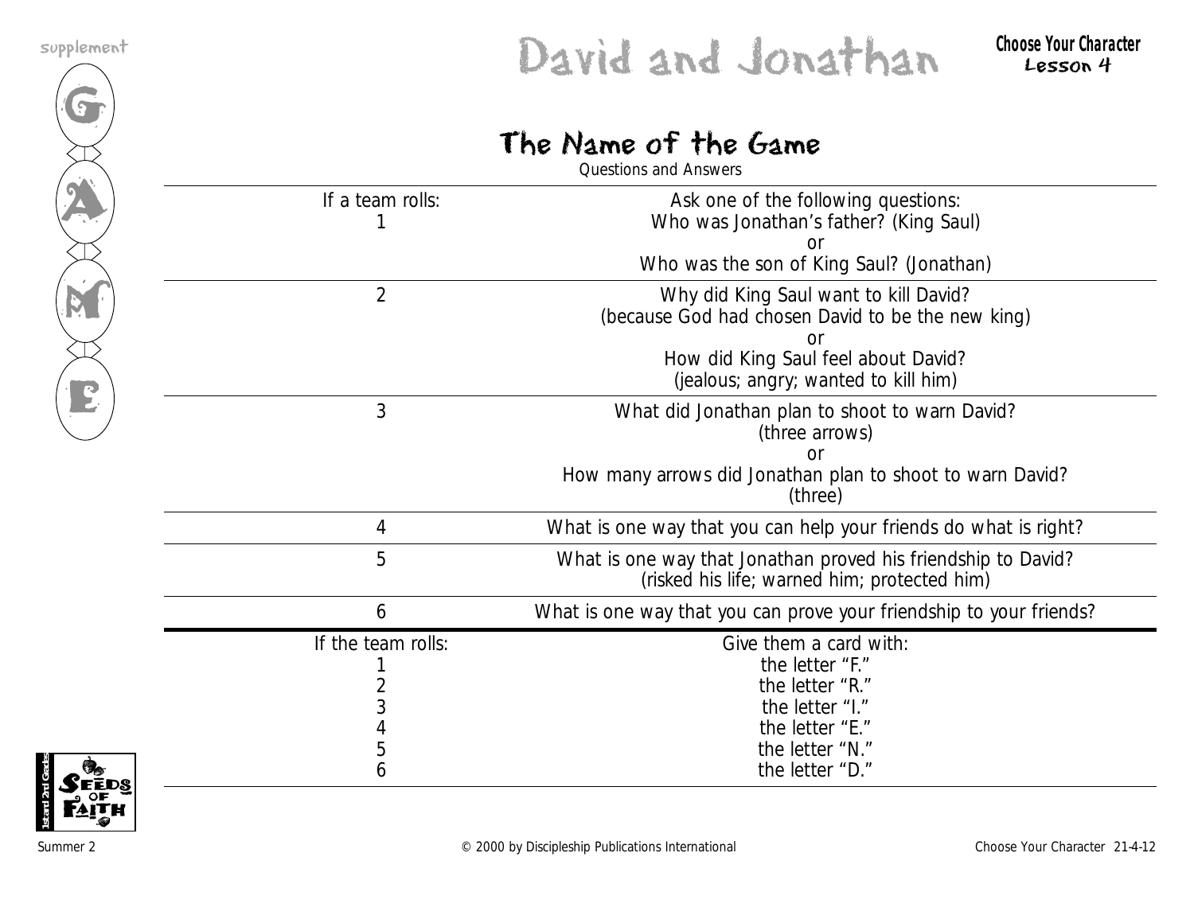# David and Jonathan

Choose Your Character
Lesson 4

## The Name of the Game

Questions and Answers

| If a team rolls: | Ask one of the following questions: |
|---|---|
| 1 | Who was Jonathan's father? (King Saul)<br>or<br>Who was the son of King Saul? (Jonathan) |
| 2 | Why did King Saul want to kill David?<br>(because God had chosen David to be the new king)<br>or<br>How did King Saul feel about David?<br>(jealous; angry; wanted to kill him) |
| 3 | What did Jonathan plan to shoot to warn David?<br>(three arrows)<br>or<br>How many arrows did Jonathan plan to shoot to warn David?<br>(three) |
| 4 | What is one way that you can help your friends do what is right? |
| 5 | What is one way that Jonathan proved his friendship to David?<br>(risked his life; warned him; protected him) |
| 6 | What is one way that you can prove your friendship to your friends? |

| If the team rolls: | Give them a card with: |
|---|---|
| 1 | the letter "F." |
| 2 | the letter "R." |
| 3 | the letter "I." |
| 4 | the letter "E." |
| 5 | the letter "N." |
| 6 | the letter "D." |

© 2000 by Discipleship Publications International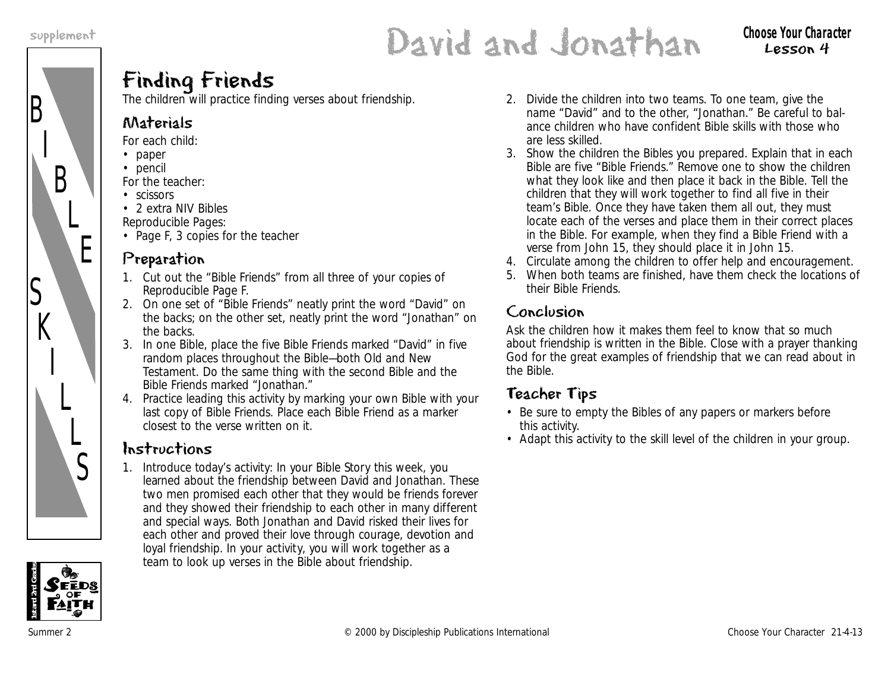# David and Jonathan

**Choose Your Character**
**Lesson 4**

BIBLE SKILLS

## Finding Friends

The children will practice finding verses about friendship.

### Materials

For each child:
- paper
- pencil

For the teacher:
- scissors
- 2 extra NIV Bibles

Reproducible Pages:
- Page F, 3 copies for the teacher

### Preparation

1. Cut out the "Bible Friends" from all three of your copies of Reproducible Page F.
2. On one set of "Bible Friends" neatly print the word "David" on the backs; on the other set, neatly print the word "Jonathan" on the backs.
3. In one Bible, place the five Bible Friends marked "David" in five random places throughout the Bible—both Old and New Testament. Do the same thing with the second Bible and the Bible Friends marked "Jonathan."
4. Practice leading this activity by marking your own Bible with your last copy of Bible Friends. Place each Bible Friend as a marker closest to the verse written on it.

### Instructions

1. Introduce today's activity: In your Bible Story this week, you learned about the friendship between David and Jonathan. These two men promised each other that they would be friends forever and they showed their friendship to each other in many different and special ways. Both Jonathan and David risked their lives for each other and proved their love through courage, devotion and loyal friendship. In your activity, you will work together as a team to look up verses in the Bible about friendship.
2. Divide the children into two teams. To one team, give the name "David" and to the other, "Jonathan." Be careful to balance children who have confident Bible skills with those who are less skilled.
3. Show the children the Bibles you prepared. Explain that in each Bible are five "Bible Friends." Remove one to show the children what they look like and then place it back in the Bible. Tell the children that they will work together to find all five in their team's Bible. Once they have taken them all out, they must locate each of the verses and place them in their correct places in the Bible. For example, when they find a Bible Friend with a verse from John 15, they should place it in John 15.
4. Circulate among the children to offer help and encouragement.
5. When both teams are finished, have them check the locations of their Bible Friends.

### Conclusion

Ask the children how it makes them feel to know that so much about friendship is written in the Bible. Close with a prayer thanking God for the great examples of friendship that we can read about in the Bible.

### Teacher Tips

- Be sure to empty the Bibles of any papers or markers before this activity.
- Adapt this activity to the skill level of the children in your group.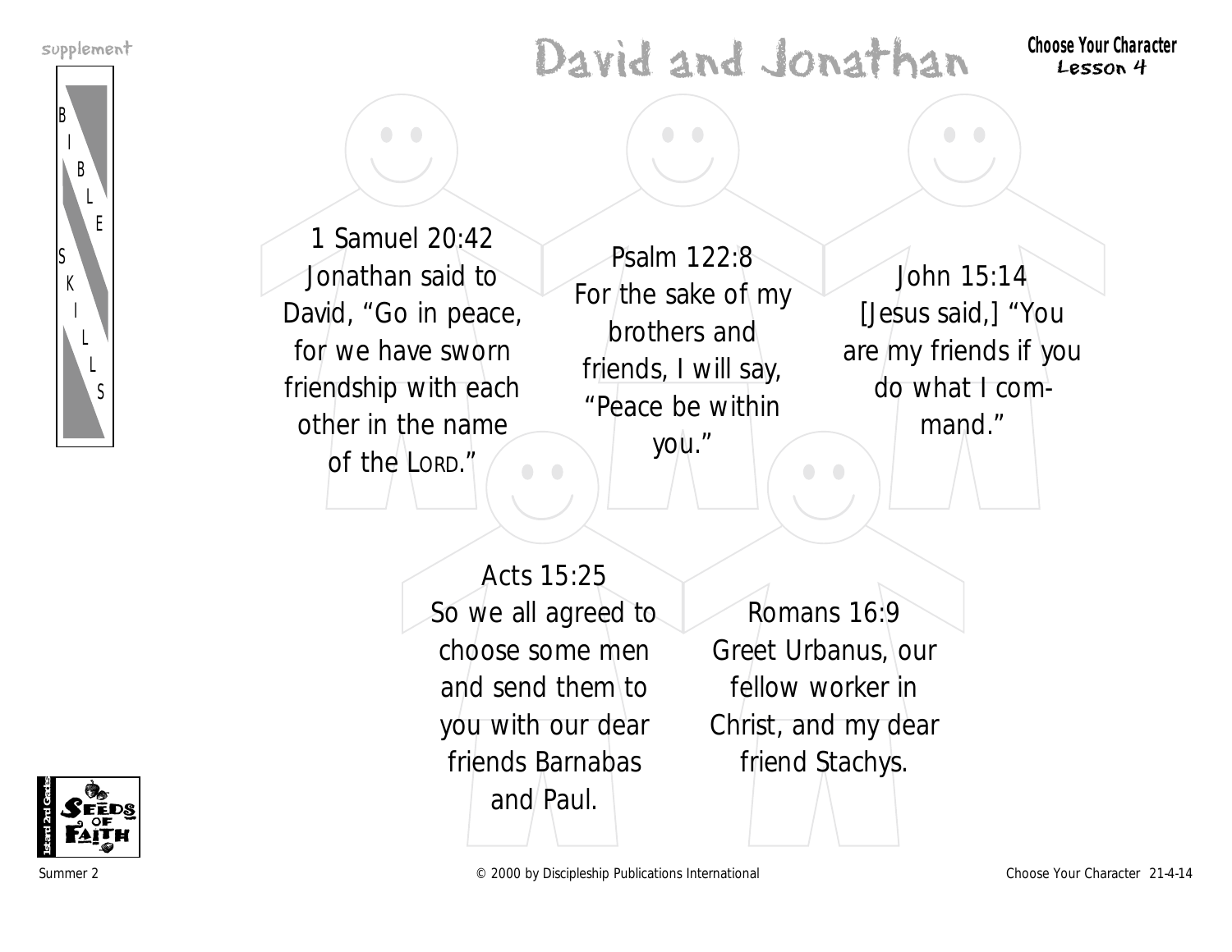# David and Jonathan

**Choose Your Character**
Lesson 4

1 Samuel 20:42
Jonathan said to David, “Go in peace, for we have sworn friendship with each other in the name of the LORD.”

Psalm 122:8
For the sake of my brothers and friends, I will say, “Peace be within you.”

John 15:14
[Jesus said,] “You are my friends if you do what I command.”

Acts 15:25
So we all agreed to choose some men and send them to you with our dear friends Barnabas and Paul.

Romans 16:9
Greet Urbanus, our fellow worker in Christ, and my dear friend Stachys.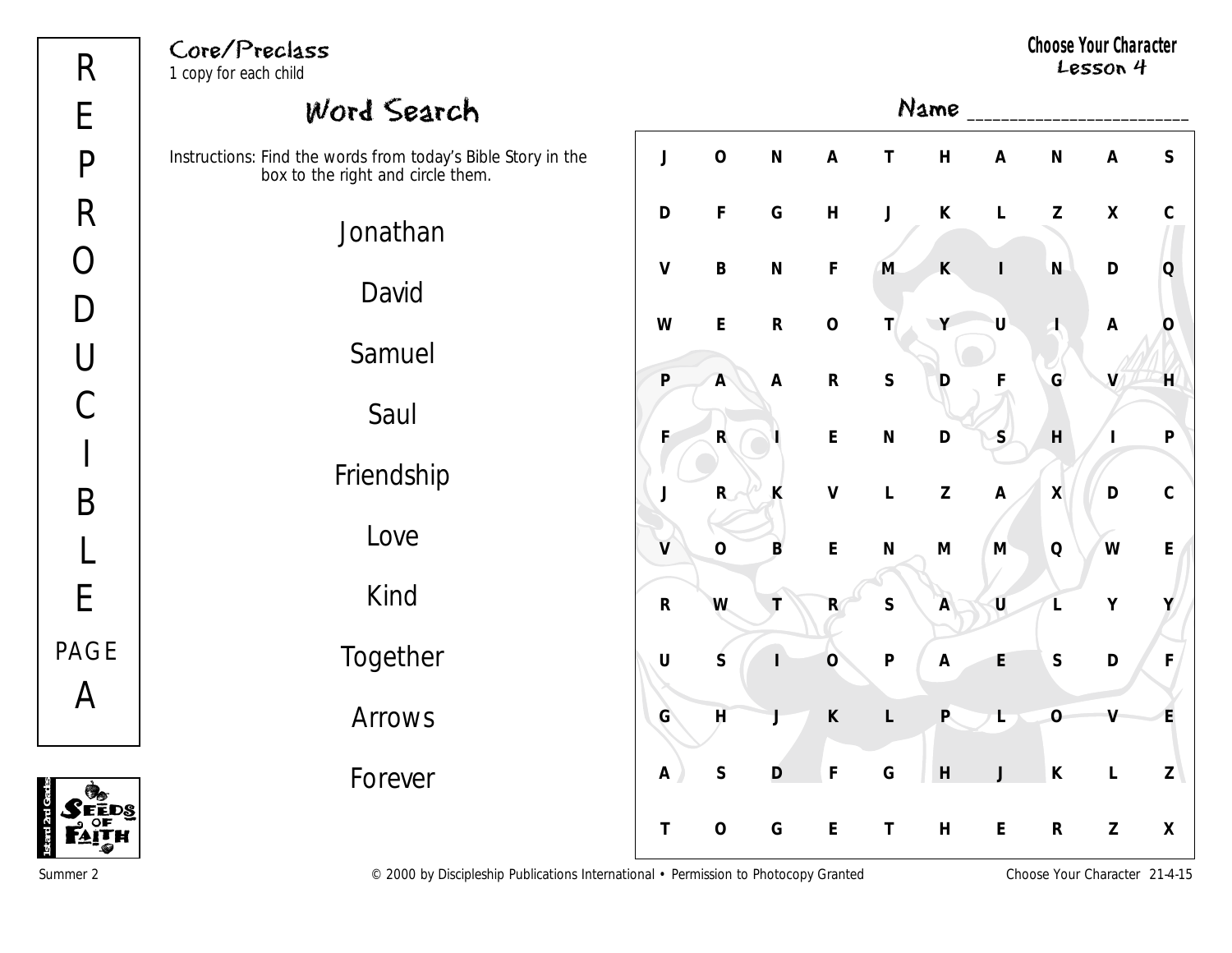REPRODUCIBLE PAGE A

**Core/Preclass**
*1 copy for each child*

**Choose Your Character**
**Lesson 4**

## Word Search

Name ___________________________

Instructions: Find the words from today's Bible Story in the box to the right and circle them.

Jonathan

David

Samuel

Saul

Friendship

Love

Kind

Together

Arrows

Forever

| | | | | | | | | | |
|---|---|---|---|---|---|---|---|---|---|
| J | O | N | A | T | H | A | N | A | S |
| D | F | G | H | J | K | L | Z | X | C |
| V | B | N | F | M | K | I | N | D | Q |
| W | E | R | O | T | Y | U | I | A | O |
| P | A | A | R | S | D | F | G | V | H |
| F | R | I | E | N | D | S | H | I | P |
| J | R | K | V | L | Z | A | X | D | C |
| V | O | B | E | N | M | M | Q | W | E |
| R | W | T | R | S | A | U | L | Y | Y |
| U | S | I | O | P | A | E | S | D | F |
| G | H | J | K | L | P | L | O | V | E |
| A | S | D | F | G | H | J | K | L | Z |
| T | O | G | E | T | H | E | R | Z | X |

Summer 2 © 2000 by Discipleship Publications International • Permission to Photocopy Granted Choose Your Character 21-4-15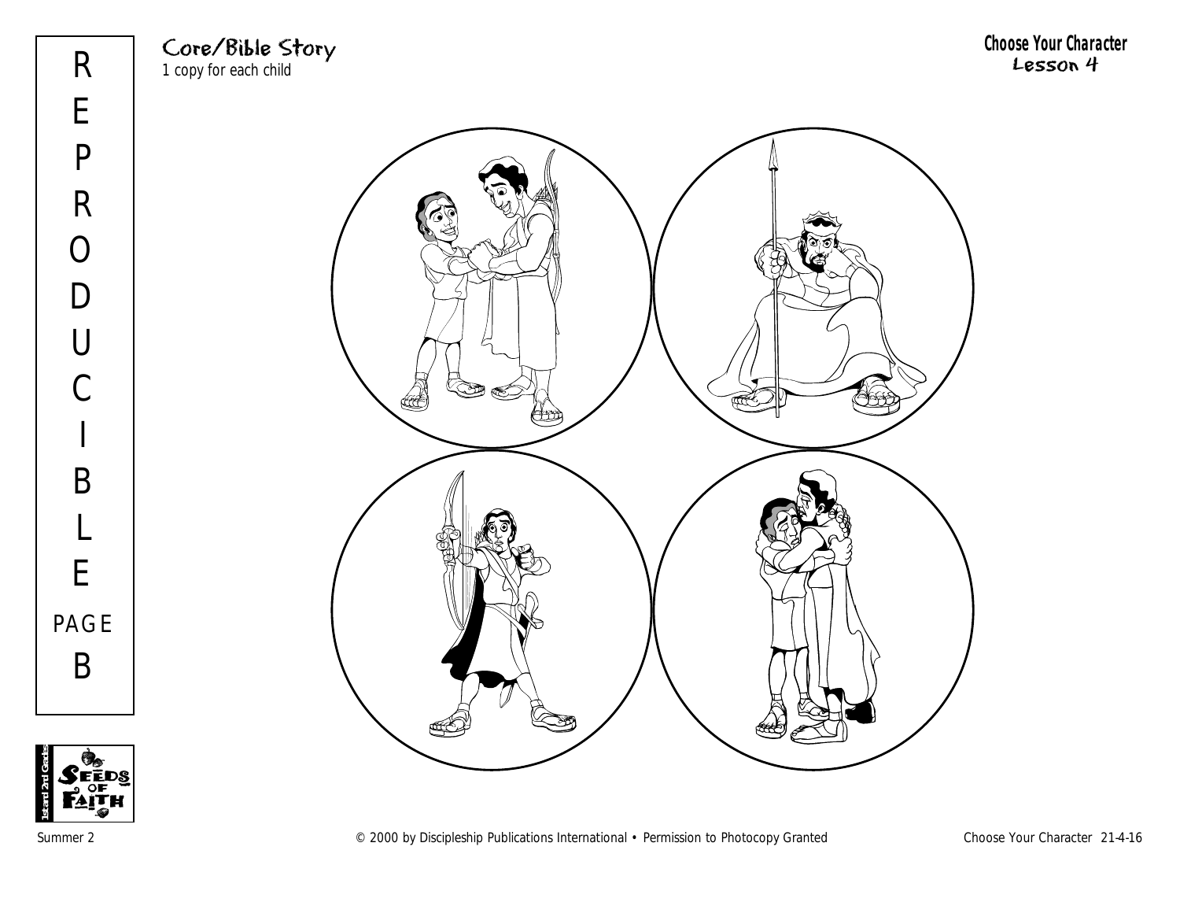REPRODUCIBLE PAGE B

## Core/Bible Story

1 copy for each child

**Choose Your Character**
Lesson 4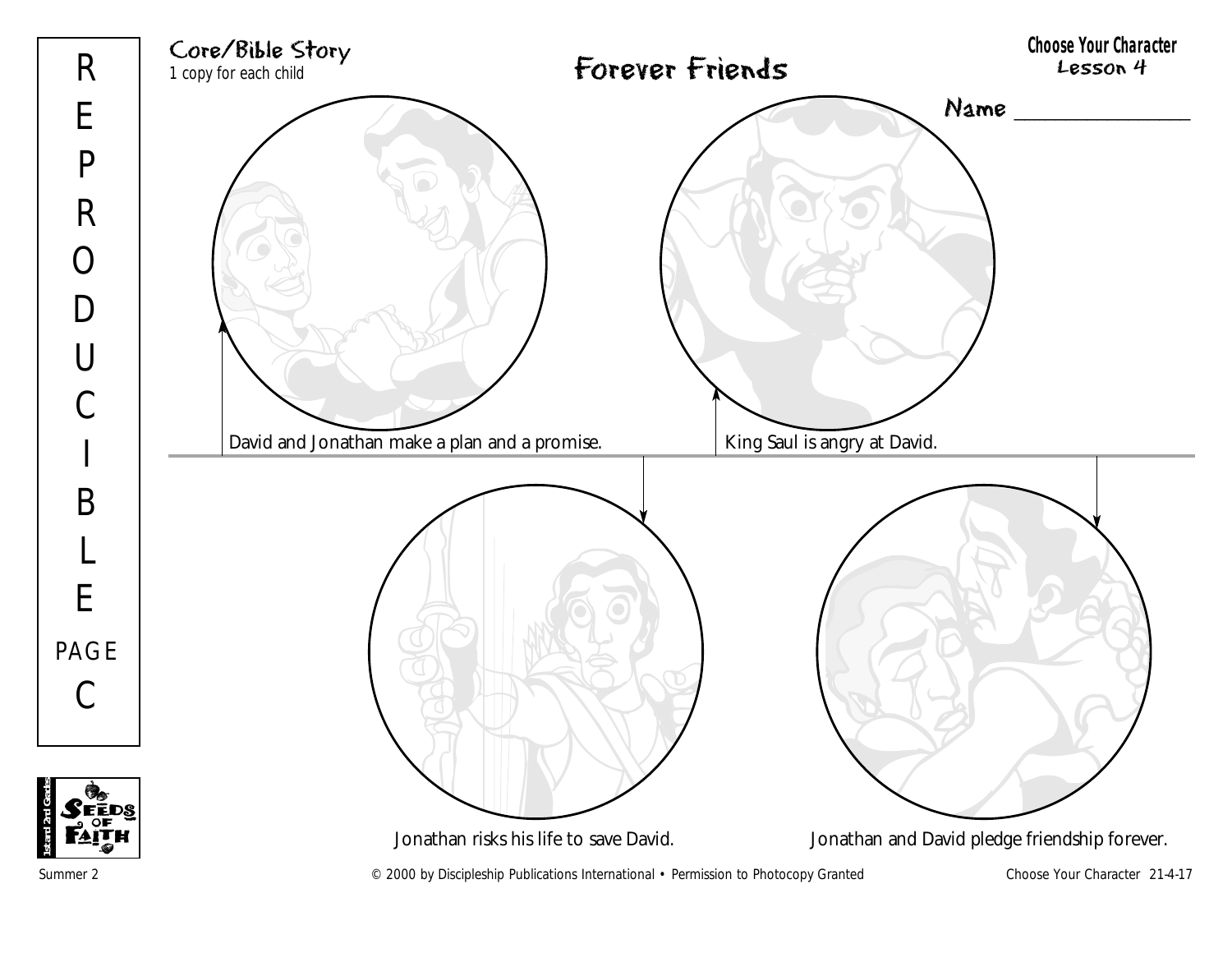REPRODUCIBLE PAGE C

Core/Bible Story
1 copy for each child

# Forever Friends

**Choose Your Character**
Lesson 4

Name ________________

David and Jonathan make a plan and a promise.

King Saul is angry at David.

Jonathan risks his life to save David.

Jonathan and David pledge friendship forever.

Summer 2 © 2000 by Discipleship Publications International • Permission to Photocopy Granted Choose Your Character 21-4-17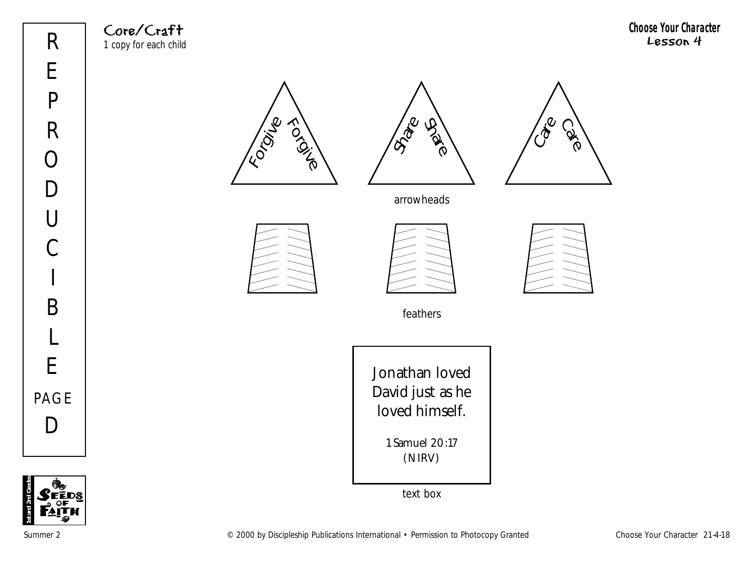**REPRODUCIBLE PAGE D**

## Core/Craft

*1 copy for each child*

**Choose Your Character**
**Lesson 4**

Forgive Forgive

Share Share

Care Care

arrowheads

feathers

Jonathan loved David just as he loved himself.

1 Samuel 20:17 (NIRV)

text box

Summer 2 © 2000 by Discipleship Publications International • Permission to Photocopy Granted Choose Your Character 21-4-18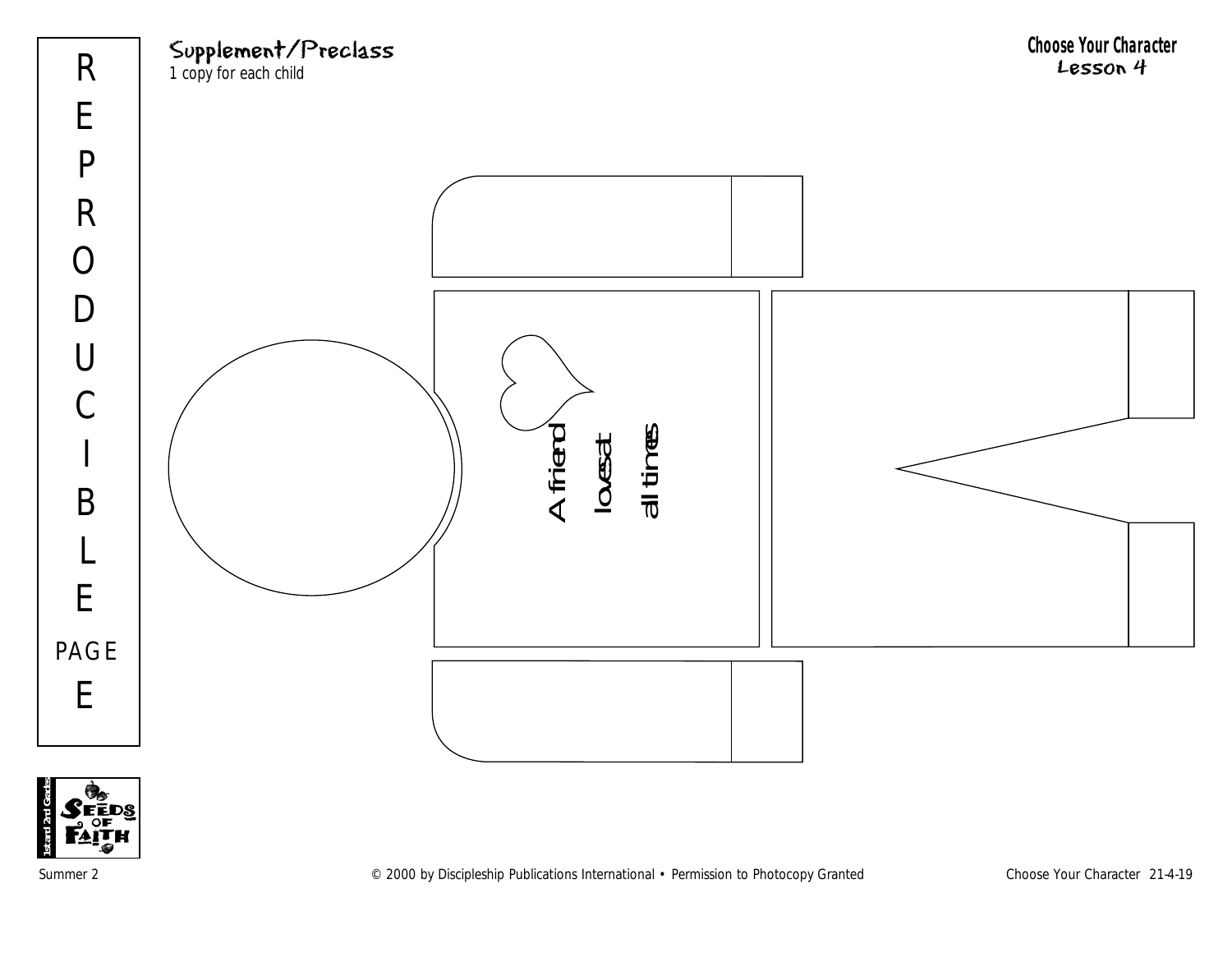REPRODUCIBLE PAGE E

**Supplement/Preclass**
1 copy for each child

**Choose Your Character**
**Lesson 4**

A friend loves at all times

Summer 2 © 2000 by Discipleship Publications International • Permission to Photocopy Granted Choose Your Character 21-4-19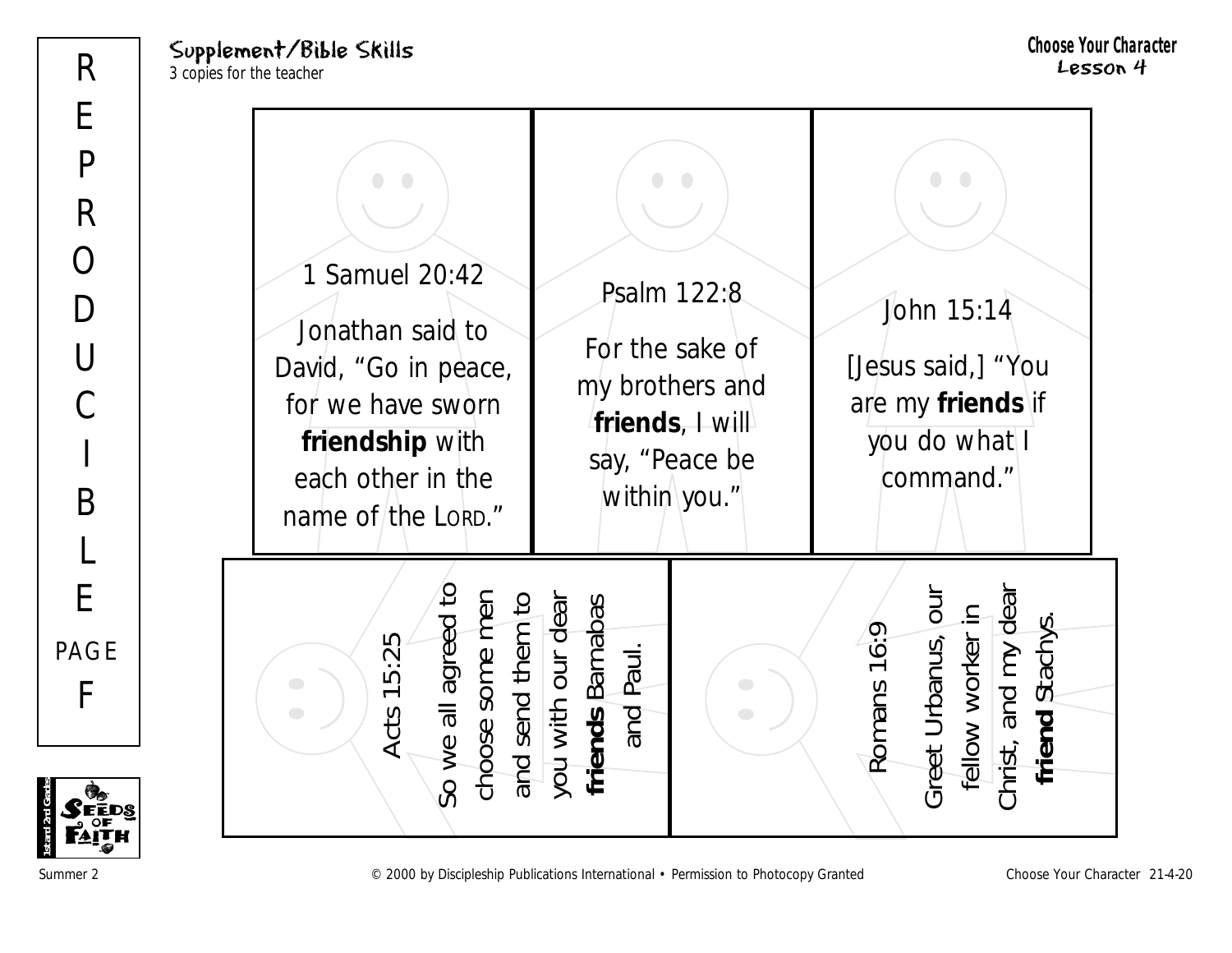Supplement/Bible Skills
3 copies for the teacher

**Choose Your Character**
Lesson 4

REPRODUCIBLE PAGE F

1 Samuel 20:42

Jonathan said to David, "Go in peace, for we have sworn **friendship** with each other in the name of the LORD."

Psalm 122:8

For the sake of my brothers and **friends**, I will say, "Peace be within you."

John 15:14

[Jesus said,] "You are my **friends** if you do what I command."

Acts 15:25

So we all agreed to choose some men and send them to you with our dear **friends** Barnabas and Paul.

Romans 16:9

Greet Urbanus, our fellow worker in Christ, and my dear **friend** Stachys.

Summer 2 © 2000 by Discipleship Publications International • Permission to Photocopy Granted Choose Your Character 21-4-20